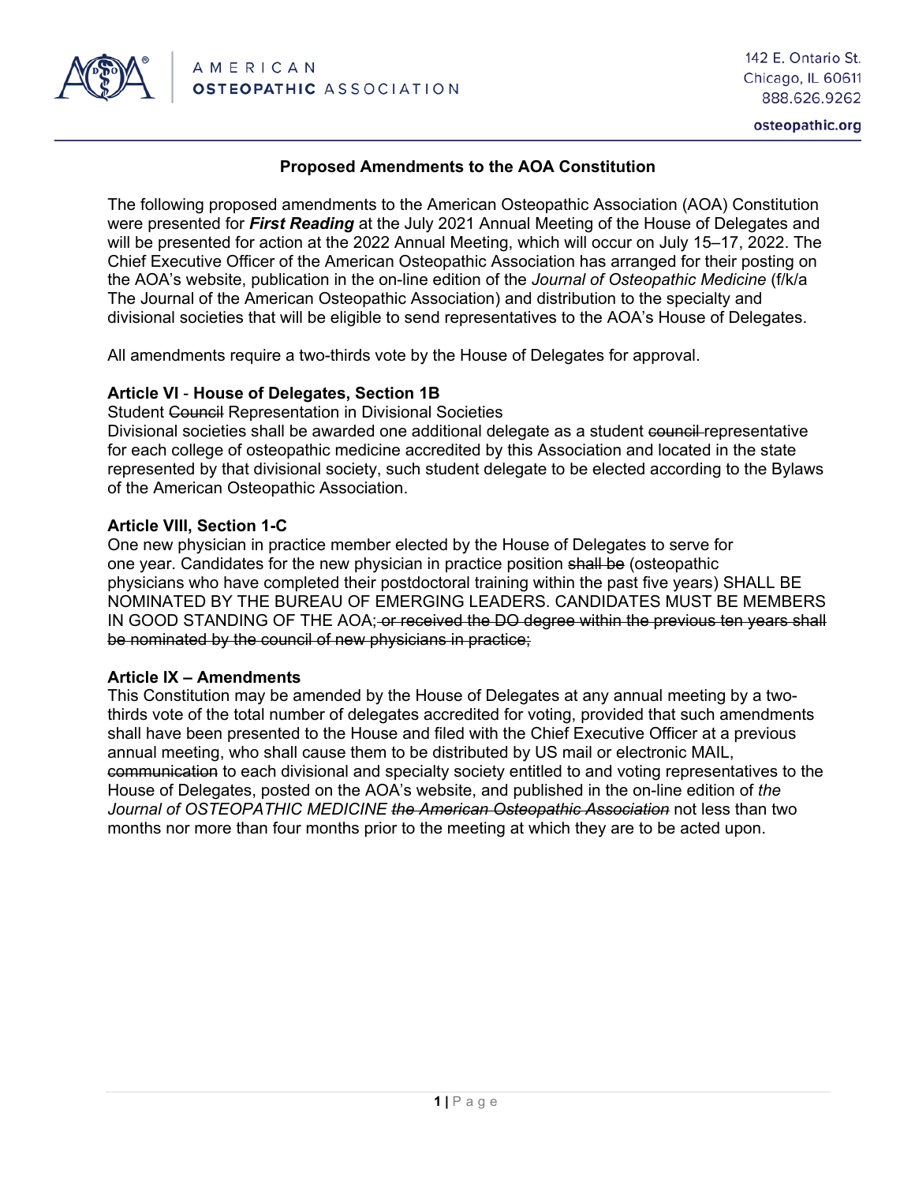American Osteopathic Association — 142 E. Ontario St., Chicago, IL 60611, 888.626.9262, osteopathic.org

## Proposed Amendments to the AOA Constitution

The following proposed amendments to the American Osteopathic Association (AOA) Constitution were presented for ***First Reading*** at the July 2021 Annual Meeting of the House of Delegates and will be presented for action at the 2022 Annual Meeting, which will occur on July 15–17, 2022. The Chief Executive Officer of the American Osteopathic Association has arranged for their posting on the AOA's website, publication in the on-line edition of the *Journal of Osteopathic Medicine* (f/k/a The Journal of the American Osteopathic Association) and distribution to the specialty and divisional societies that will be eligible to send representatives to the AOA's House of Delegates.

All amendments require a two-thirds vote by the House of Delegates for approval.

**Article VI - House of Delegates, Section 1B**

Student ~~Council~~ Representation in Divisional Societies

Divisional societies shall be awarded one additional delegate as a student ~~council~~ representative for each college of osteopathic medicine accredited by this Association and located in the state represented by that divisional society, such student delegate to be elected according to the Bylaws of the American Osteopathic Association.

**Article VIII, Section 1-C**

One new physician in practice member elected by the House of Delegates to serve for one year. Candidates for the new physician in practice position ~~shall be~~ (osteopathic physicians who have completed their postdoctoral training within the past five years) SHALL BE NOMINATED BY THE BUREAU OF EMERGING LEADERS. CANDIDATES MUST BE MEMBERS IN GOOD STANDING OF THE AOA~~; or received the DO degree within the previous ten years shall be nominated by the council of new physicians in practice;~~

**Article IX – Amendments**

This Constitution may be amended by the House of Delegates at any annual meeting by a two-thirds vote of the total number of delegates accredited for voting, provided that such amendments shall have been presented to the House and filed with the Chief Executive Officer at a previous annual meeting, who shall cause them to be distributed by US mail or electronic MAIL, ~~communication~~ to each divisional and specialty society entitled to and voting representatives to the House of Delegates, posted on the AOA's website, and published in the on-line edition of *the Journal of OSTEOPATHIC MEDICINE ~~the American Osteopathic Association~~* not less than two months nor more than four months prior to the meeting at which they are to be acted upon.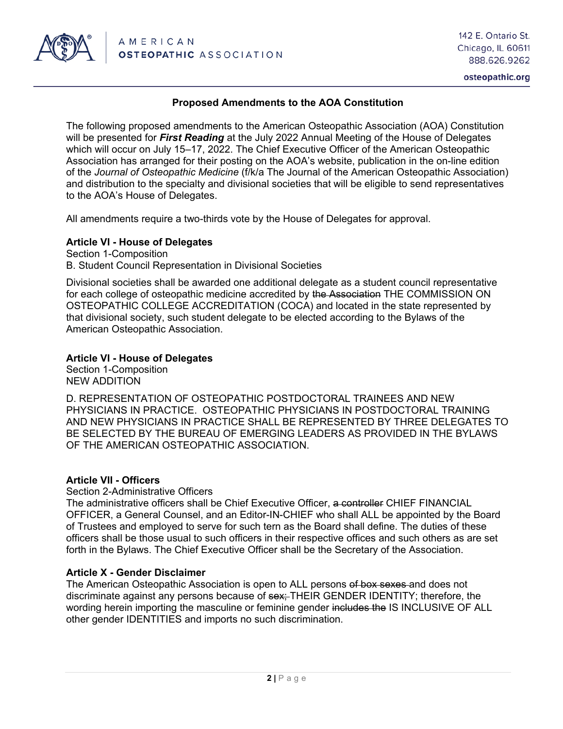## Proposed Amendments to the AOA Constitution

The following proposed amendments to the American Osteopathic Association (AOA) Constitution will be presented for ***First Reading*** at the July 2022 Annual Meeting of the House of Delegates which will occur on July 15–17, 2022. The Chief Executive Officer of the American Osteopathic Association has arranged for their posting on the AOA's website, publication in the on-line edition of the *Journal of Osteopathic Medicine* (f/k/a The Journal of the American Osteopathic Association) and distribution to the specialty and divisional societies that will be eligible to send representatives to the AOA's House of Delegates.

All amendments require a two-thirds vote by the House of Delegates for approval.

**Article VI - House of Delegates**
Section 1-Composition
B. Student Council Representation in Divisional Societies

Divisional societies shall be awarded one additional delegate as a student council representative for each college of osteopathic medicine accredited by ~~the Association~~ THE COMMISSION ON OSTEOPATHIC COLLEGE ACCREDITATION (COCA) and located in the state represented by that divisional society, such student delegate to be elected according to the Bylaws of the American Osteopathic Association.

**Article VI - House of Delegates**
Section 1-Composition
NEW ADDITION

D. REPRESENTATION OF OSTEOPATHIC POSTDOCTORAL TRAINEES AND NEW PHYSICIANS IN PRACTICE. OSTEOPATHIC PHYSICIANS IN POSTDOCTORAL TRAINING AND NEW PHYSICIANS IN PRACTICE SHALL BE REPRESENTED BY THREE DELEGATES TO BE SELECTED BY THE BUREAU OF EMERGING LEADERS AS PROVIDED IN THE BYLAWS OF THE AMERICAN OSTEOPATHIC ASSOCIATION.

**Article VII - Officers**
Section 2-Administrative Officers
The administrative officers shall be Chief Executive Officer, ~~a controller~~ CHIEF FINANCIAL OFFICER, a General Counsel, and an Editor-IN-CHIEF who shall ALL be appointed by the Board of Trustees and employed to serve for such tern as the Board shall define. The duties of these officers shall be those usual to such officers in their respective offices and such others as are set forth in the Bylaws. The Chief Executive Officer shall be the Secretary of the Association.

**Article X - Gender Disclaimer**
The American Osteopathic Association is open to ALL persons ~~of box sexes~~ and does not discriminate against any persons because of ~~sex;~~ THEIR GENDER IDENTITY; therefore, the wording herein importing the masculine or feminine gender ~~includes the~~ IS INCLUSIVE OF ALL other gender IDENTITIES and imports no such discrimination.